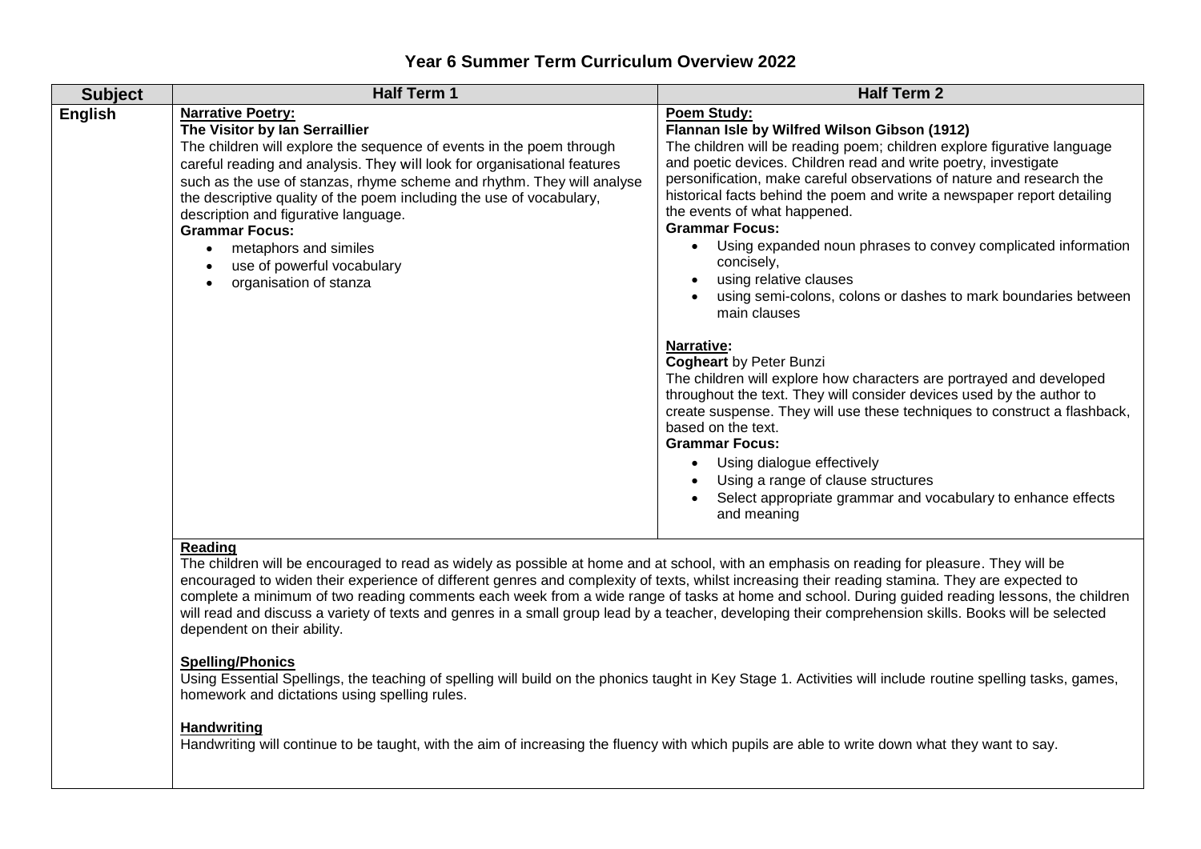# Year 6 Summer Term Curriculum Overview 2022

| Subject | Half Term 1 | Half Term 2 |
|---|---|---|
| **English** | **<u>Narrative Poetry:</u>**<br>**The Visitor by Ian Serraillier**<br>The children will explore the sequence of events in the poem through careful reading and analysis. They will look for organisational features such as the use of stanzas, rhyme scheme and rhythm. They will analyse the descriptive quality of the poem including the use of vocabulary, description and figurative language.<br>**Grammar Focus:**<br>• metaphors and similes<br>• use of powerful vocabulary<br>• organisation of stanza | **<u>Poem Study:</u>**<br>**Flannan Isle by Wilfred Wilson Gibson (1912)**<br>The children will be reading poem; children explore figurative language and poetic devices. Children read and write poetry, investigate personification, make careful observations of nature and research the historical facts behind the poem and write a newspaper report detailing the events of what happened.<br>**Grammar Focus:**<br>• Using expanded noun phrases to convey complicated information concisely,<br>• using relative clauses<br>• using semi-colons, colons or dashes to mark boundaries between main clauses<br><br>**<u>Narrative</u>:**<br>**Cogheart** by Peter Bunzi<br>The children will explore how characters are portrayed and developed throughout the text. They will consider devices used by the author to create suspense. They will use these techniques to construct a flashback, based on the text.<br>**Grammar Focus:**<br>• Using dialogue effectively<br>• Using a range of clause structures<br>• Select appropriate grammar and vocabulary to enhance effects and meaning |
| | **<u>Reading</u>**<br>The children will be encouraged to read as widely as possible at home and at school, with an emphasis on reading for pleasure. They will be encouraged to widen their experience of different genres and complexity of texts, whilst increasing their reading stamina. They are expected to complete a minimum of two reading comments each week from a wide range of tasks at home and school. During guided reading lessons, the children will read and discuss a variety of texts and genres in a small group lead by a teacher, developing their comprehension skills. Books will be selected dependent on their ability.<br><br>**<u>Spelling/Phonics</u>**<br>Using Essential Spellings, the teaching of spelling will build on the phonics taught in Key Stage 1. Activities will include routine spelling tasks, games, homework and dictations using spelling rules.<br><br>**<u>Handwriting</u>**<br>Handwriting will continue to be taught, with the aim of increasing the fluency with which pupils are able to write down what they want to say. | |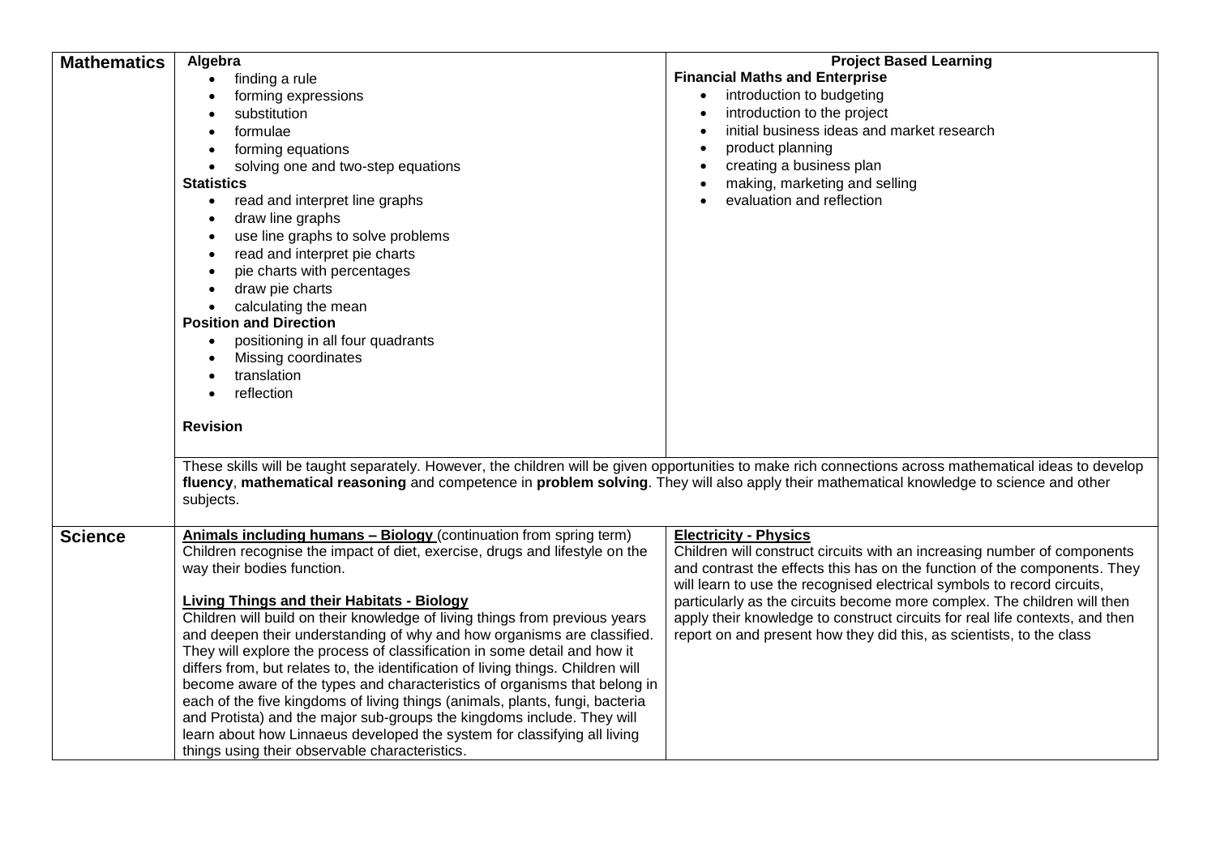| | | |
|---|---|---|
| **Mathematics** | **Algebra**<br>• finding a rule<br>• forming expressions<br>• substitution<br>• formulae<br>• forming equations<br>• solving one and two-step equations<br>**Statistics**<br>• read and interpret line graphs<br>• draw line graphs<br>• use line graphs to solve problems<br>• read and interpret pie charts<br>• pie charts with percentages<br>• draw pie charts<br>• calculating the mean<br>**Position and Direction**<br>• positioning in all four quadrants<br>• Missing coordinates<br>• translation<br>• reflection<br><br>**Revision** | **Project Based Learning**<br>**Financial Maths and Enterprise**<br>• introduction to budgeting<br>• introduction to the project<br>• initial business ideas and market research<br>• product planning<br>• creating a business plan<br>• making, marketing and selling<br>• evaluation and reflection |
| | These skills will be taught separately. However, the children will be given opportunities to make rich connections across mathematical ideas to develop **fluency**, **mathematical reasoning** and competence in **problem solving**. They will also apply their mathematical knowledge to science and other subjects. | |
| **Science** | **Animals including humans – Biology** (continuation from spring term)<br>Children recognise the impact of diet, exercise, drugs and lifestyle on the way their bodies function.<br><br>**Living Things and their Habitats - Biology**<br>Children will build on their knowledge of living things from previous years and deepen their understanding of why and how organisms are classified. They will explore the process of classification in some detail and how it differs from, but relates to, the identification of living things. Children will become aware of the types and characteristics of organisms that belong in each of the five kingdoms of living things (animals, plants, fungi, bacteria and Protista) and the major sub-groups the kingdoms include. They will learn about how Linnaeus developed the system for classifying all living things using their observable characteristics. | **Electricity - Physics**<br>Children will construct circuits with an increasing number of components and contrast the effects this has on the function of the components. They will learn to use the recognised electrical symbols to record circuits, particularly as the circuits become more complex. The children will then apply their knowledge to construct circuits for real life contexts, and then report on and present how they did this, as scientists, to the class |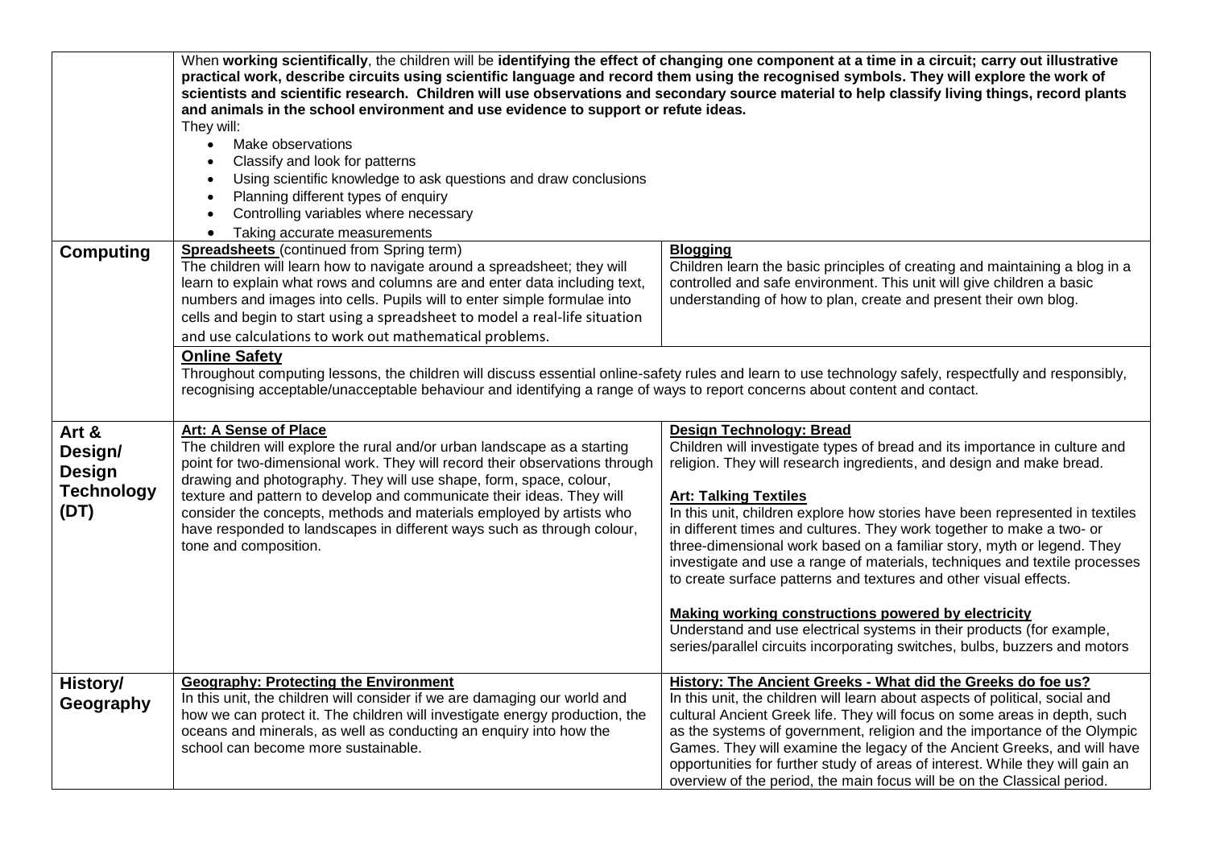| | | |
|---|---|---|
| | When **working scientifically**, the children will be **identifying the effect of changing one component at a time in a circuit; carry out illustrative practical work, describe circuits using scientific language and record them using the recognised symbols. They will explore the work of scientists and scientific research. Children will use observations and secondary source material to help classify living things, record plants and animals in the school environment and use evidence to support or refute ideas.**<br>They will:<br>• Make observations<br>• Classify and look for patterns<br>• Using scientific knowledge to ask questions and draw conclusions<br>• Planning different types of enquiry<br>• Controlling variables where necessary<br>• Taking accurate measurements | |
| **Computing** | **Spreadsheets** (continued from Spring term)<br>The children will learn how to navigate around a spreadsheet; they will learn to explain what rows and columns are and enter data including text, numbers and images into cells. Pupils will to enter simple formulae into cells and begin to start using a spreadsheet to model a real-life situation and use calculations to work out mathematical problems. | **Blogging**<br>Children learn the basic principles of creating and maintaining a blog in a controlled and safe environment. This unit will give children a basic understanding of how to plan, create and present their own blog. |
| | **Online Safety**<br>Throughout computing lessons, the children will discuss essential online-safety rules and learn to use technology safely, respectfully and responsibly, recognising acceptable/unacceptable behaviour and identifying a range of ways to report concerns about content and contact. | |
| **Art & Design/ Design Technology (DT)** | **Art: A Sense of Place**<br>The children will explore the rural and/or urban landscape as a starting point for two-dimensional work. They will record their observations through drawing and photography. They will use shape, form, space, colour, texture and pattern to develop and communicate their ideas. They will consider the concepts, methods and materials employed by artists who have responded to landscapes in different ways such as through colour, tone and composition. | **Design Technology: Bread**<br>Children will investigate types of bread and its importance in culture and religion. They will research ingredients, and design and make bread.<br><br>**Art: Talking Textiles**<br>In this unit, children explore how stories have been represented in textiles in different times and cultures. They work together to make a two- or three-dimensional work based on a familiar story, myth or legend. They investigate and use a range of materials, techniques and textile processes to create surface patterns and textures and other visual effects.<br><br>**Making working constructions powered by electricity**<br>Understand and use electrical systems in their products (for example, series/parallel circuits incorporating switches, bulbs, buzzers and motors |
| **History/ Geography** | **Geography: Protecting the Environment**<br>In this unit, the children will consider if we are damaging our world and how we can protect it. The children will investigate energy production, the oceans and minerals, as well as conducting an enquiry into how the school can become more sustainable. | **History: The Ancient Greeks - What did the Greeks do foe us?**<br>In this unit, the children will learn about aspects of political, social and cultural Ancient Greek life. They will focus on some areas in depth, such as the systems of government, religion and the importance of the Olympic Games. They will examine the legacy of the Ancient Greeks, and will have opportunities for further study of areas of interest. While they will gain an overview of the period, the main focus will be on the Classical period. |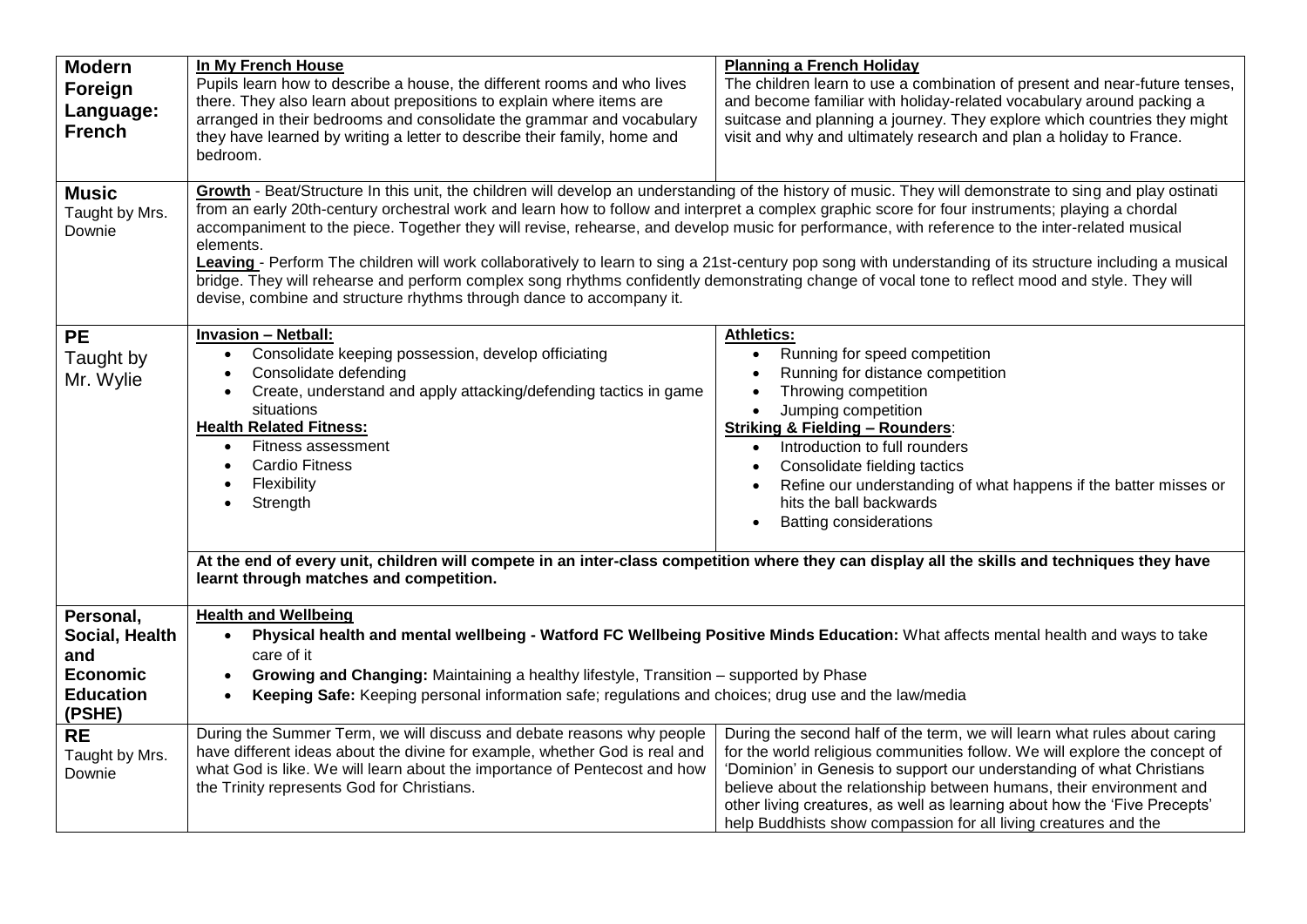| | | |
|---|---|---|
| **Modern Foreign Language: French** | **In My French House**<br>Pupils learn how to describe a house, the different rooms and who lives there. They also learn about prepositions to explain where items are arranged in their bedrooms and consolidate the grammar and vocabulary they have learned by writing a letter to describe their family, home and bedroom. | **Planning a French Holiday**<br>The children learn to use a combination of present and near-future tenses, and become familiar with holiday-related vocabulary around packing a suitcase and planning a journey. They explore which countries they might visit and why and ultimately research and plan a holiday to France. |
| **Music**<br>Taught by Mrs. Downie | **Growth** - Beat/Structure In this unit, the children will develop an understanding of the history of music. They will demonstrate to sing and play ostinati from an early 20th-century orchestral work and learn how to follow and interpret a complex graphic score for four instruments; playing a chordal accompaniment to the piece. Together they will revise, rehearse, and develop music for performance, with reference to the inter-related musical elements.<br>**Leaving** - Perform The children will work collaboratively to learn to sing a 21st-century pop song with understanding of its structure including a musical bridge. They will rehearse and perform complex song rhythms confidently demonstrating change of vocal tone to reflect mood and style. They will devise, combine and structure rhythms through dance to accompany it. | |
| **PE**<br>Taught by Mr. Wylie | **Invasion – Netball:**<br>• Consolidate keeping possession, develop officiating<br>• Consolidate defending<br>• Create, understand and apply attacking/defending tactics in game situations<br>**Health Related Fitness:**<br>• Fitness assessment<br>• Cardio Fitness<br>• Flexibility<br>• Strength | **Athletics:**<br>• Running for speed competition<br>• Running for distance competition<br>• Throwing competition<br>• Jumping competition<br>**Striking & Fielding – Rounders:**<br>• Introduction to full rounders<br>• Consolidate fielding tactics<br>• Refine our understanding of what happens if the batter misses or hits the ball backwards<br>• Batting considerations |
| | **At the end of every unit, children will compete in an inter-class competition where they can display all the skills and techniques they have learnt through matches and competition.** | |
| **Personal, Social, Health and Economic Education (PSHE)** | **Health and Wellbeing**<br>• **Physical health and mental wellbeing - Watford FC Wellbeing Positive Minds Education:** What affects mental health and ways to take care of it<br>• **Growing and Changing:** Maintaining a healthy lifestyle, Transition – supported by Phase<br>• **Keeping Safe:** Keeping personal information safe; regulations and choices; drug use and the law/media | |
| **RE**<br>Taught by Mrs. Downie | During the Summer Term, we will discuss and debate reasons why people have different ideas about the divine for example, whether God is real and what God is like. We will learn about the importance of Pentecost and how the Trinity represents God for Christians. | During the second half of the term, we will learn what rules about caring for the world religious communities follow. We will explore the concept of 'Dominion' in Genesis to support our understanding of what Christians believe about the relationship between humans, their environment and other living creatures, as well as learning about how the 'Five Precepts' help Buddhists show compassion for all living creatures and the |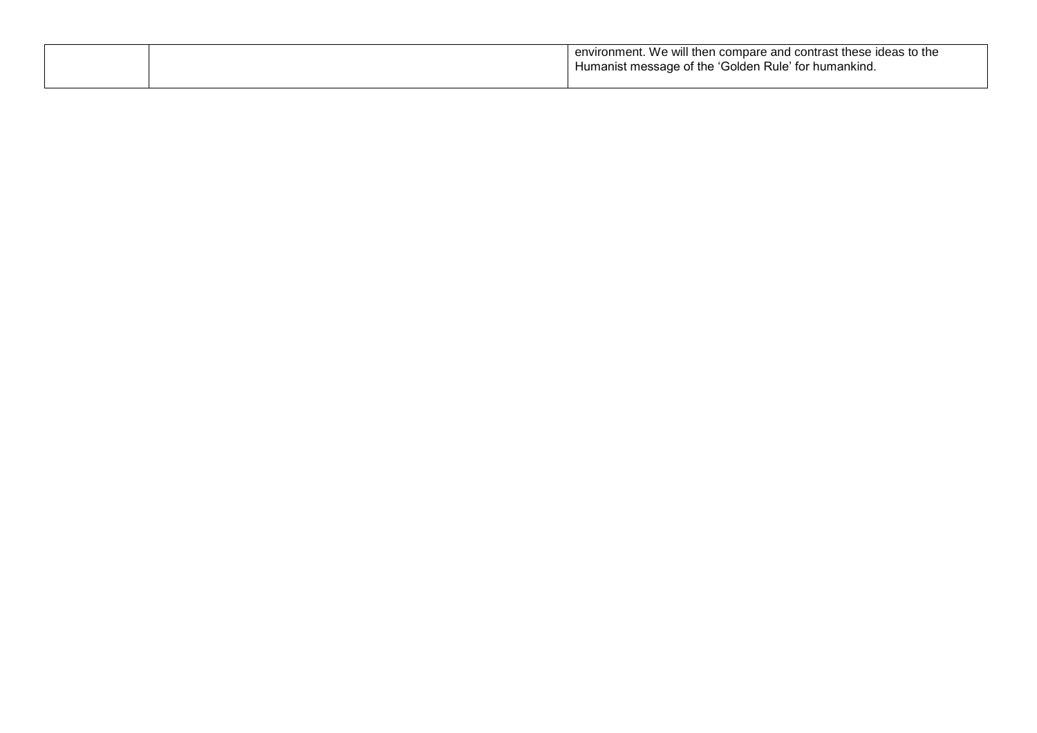| | | |
|---|---|---|
| | | environment. We will then compare and contrast these ideas to the Humanist message of the 'Golden Rule' for humankind. |